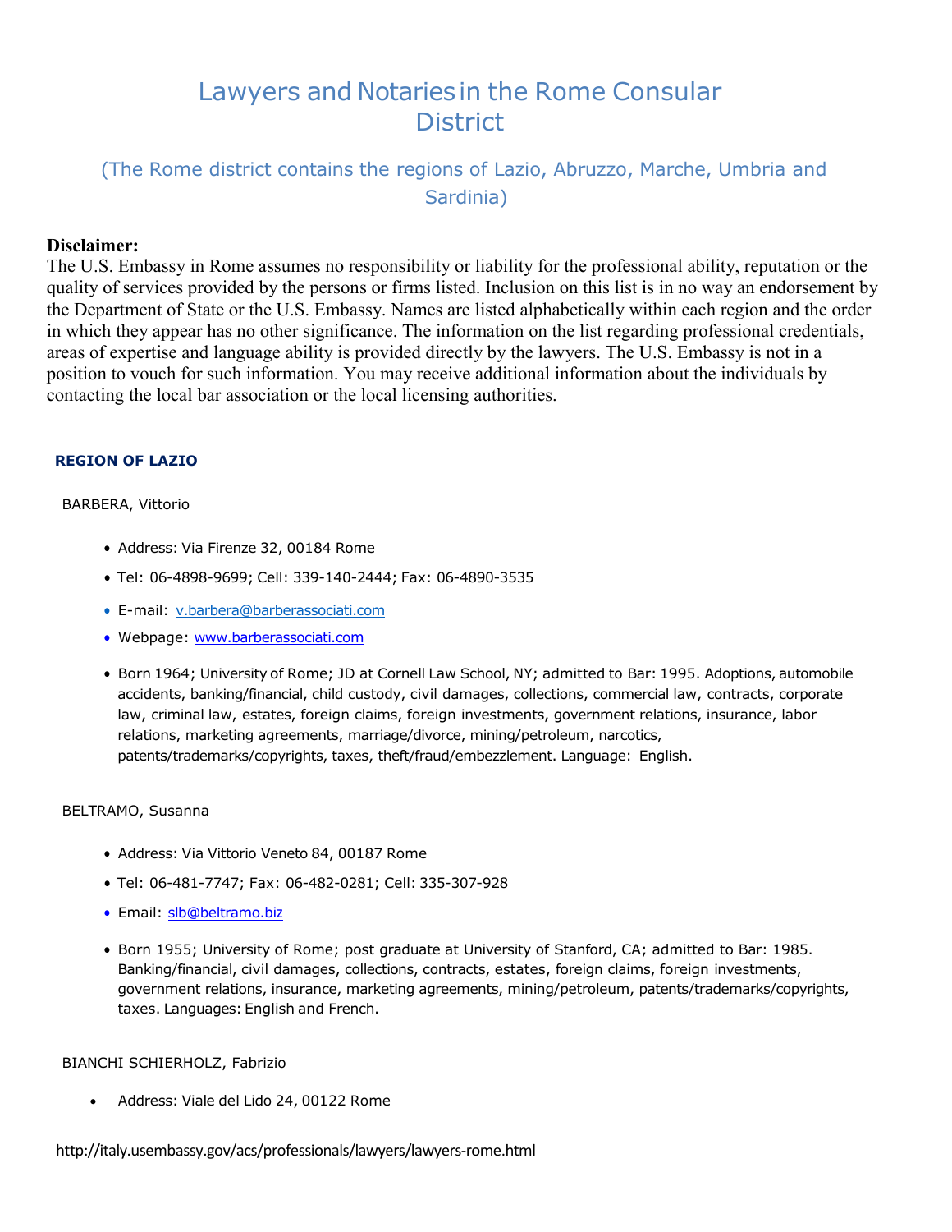# Lawyers and Notaries in the Rome Consular District

## (The Rome district contains the regions of Lazio, Abruzzo, Marche, Umbria and Sardinia)

**Disclaimer:**
The U.S. Embassy in Rome assumes no responsibility or liability for the professional ability, reputation or the quality of services provided by the persons or firms listed. Inclusion on this list is in no way an endorsement by the Department of State or the U.S. Embassy. Names are listed alphabetically within each region and the order in which they appear has no other significance. The information on the list regarding professional credentials, areas of expertise and language ability is provided directly by the lawyers. The U.S. Embassy is not in a position to vouch for such information. You may receive additional information about the individuals by contacting the local bar association or the local licensing authorities.

### REGION OF LAZIO

BARBERA, Vittorio

- Address: Via Firenze 32, 00184 Rome
- Tel: 06-4898-9699; Cell: 339-140-2444; Fax: 06-4890-3535
- E-mail: v.barbera@barberassociati.com
- Webpage: www.barberassociati.com
- Born 1964; University of Rome; JD at Cornell Law School, NY; admitted to Bar: 1995. Adoptions, automobile accidents, banking/financial, child custody, civil damages, collections, commercial law, contracts, corporate law, criminal law, estates, foreign claims, foreign investments, government relations, insurance, labor relations, marketing agreements, marriage/divorce, mining/petroleum, narcotics, patents/trademarks/copyrights, taxes, theft/fraud/embezzlement. Language: English.

BELTRAMO, Susanna

- Address: Via Vittorio Veneto 84, 00187 Rome
- Tel: 06-481-7747; Fax: 06-482-0281; Cell: 335-307-928
- Email: slb@beltramo.biz
- Born 1955; University of Rome; post graduate at University of Stanford, CA; admitted to Bar: 1985. Banking/financial, civil damages, collections, contracts, estates, foreign claims, foreign investments, government relations, insurance, marketing agreements, mining/petroleum, patents/trademarks/copyrights, taxes. Languages: English and French.

BIANCHI SCHIERHOLZ, Fabrizio

- Address: Viale del Lido 24, 00122 Rome

http://italy.usembassy.gov/acs/professionals/lawyers/lawyers-rome.html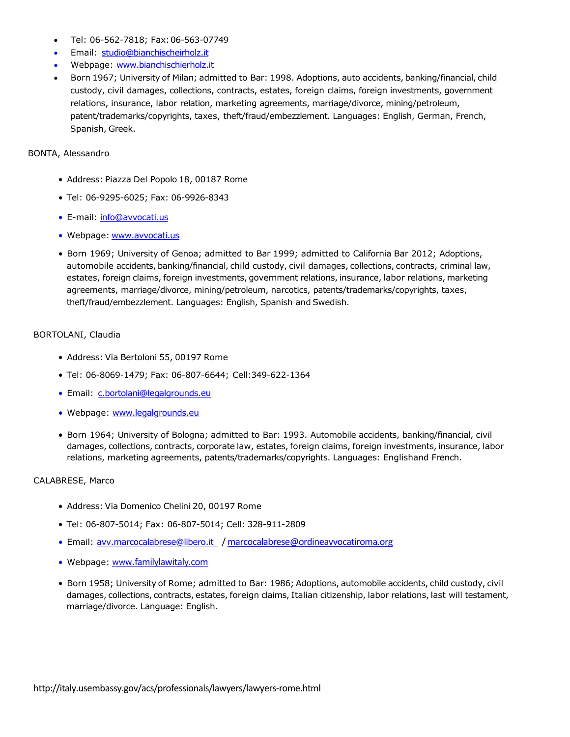- Tel: 06-562-7818; Fax: 06-563-07749
- Email: studio@bianchischeirholz.it
- Webpage: www.bianchischierholz.it
- Born 1967; University of Milan; admitted to Bar: 1998. Adoptions, auto accidents, banking/financial, child custody, civil damages, collections, contracts, estates, foreign claims, foreign investments, government relations, insurance, labor relation, marketing agreements, marriage/divorce, mining/petroleum, patent/trademarks/copyrights, taxes, theft/fraud/embezzlement. Languages: English, German, French, Spanish, Greek.

BONTA, Alessandro

- Address: Piazza Del Popolo 18, 00187 Rome
- Tel: 06-9295-6025; Fax: 06-9926-8343
- E-mail: info@avvocati.us
- Webpage: www.avvocati.us
- Born 1969; University of Genoa; admitted to Bar 1999; admitted to California Bar 2012; Adoptions, automobile accidents, banking/financial, child custody, civil damages, collections, contracts, criminal law, estates, foreign claims, foreign investments, government relations, insurance, labor relations, marketing agreements, marriage/divorce, mining/petroleum, narcotics, patents/trademarks/copyrights, taxes, theft/fraud/embezzlement. Languages: English, Spanish and Swedish.

BORTOLANI, Claudia

- Address: Via Bertoloni 55, 00197 Rome
- Tel: 06-8069-1479; Fax: 06-807-6644; Cell:349-622-1364
- Email: c.bortolani@legalgrounds.eu
- Webpage: www.legalgrounds.eu
- Born 1964; University of Bologna; admitted to Bar: 1993. Automobile accidents, banking/financial, civil damages, collections, contracts, corporate law, estates, foreign claims, foreign investments, insurance, labor relations, marketing agreements, patents/trademarks/copyrights. Languages: Englishand French.

CALABRESE, Marco

- Address: Via Domenico Chelini 20, 00197 Rome
- Tel: 06-807-5014; Fax: 06-807-5014; Cell: 328-911-2809
- Email: avv.marcocalabrese@libero.it / marcocalabrese@ordineavvocatiroma.org
- Webpage: www.familylawitaly.com
- Born 1958; University of Rome; admitted to Bar: 1986; Adoptions, automobile accidents, child custody, civil damages, collections, contracts, estates, foreign claims, Italian citizenship, labor relations, last will testament, marriage/divorce. Language: English.

http://italy.usembassy.gov/acs/professionals/lawyers/lawyers-rome.html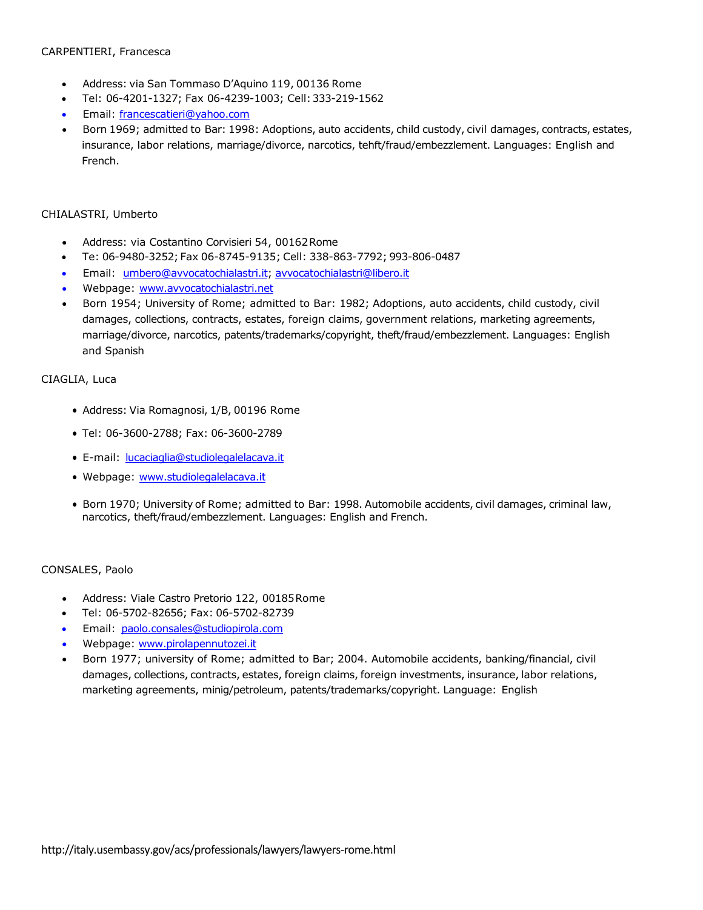CARPENTIERI, Francesca

- Address: via San Tommaso D'Aquino 119, 00136 Rome
- Tel: 06-4201-1327; Fax 06-4239-1003; Cell: 333-219-1562
- Email: francescatieri@yahoo.com
- Born 1969; admitted to Bar: 1998: Adoptions, auto accidents, child custody, civil damages, contracts, estates, insurance, labor relations, marriage/divorce, narcotics, tehft/fraud/embezzlement. Languages: English and French.

CHIALASTRI, Umberto

- Address: via Costantino Corvisieri 54, 00162 Rome
- Te: 06-9480-3252; Fax 06-8745-9135; Cell: 338-863-7792; 993-806-0487
- Email: umbero@avvocatochialastri.it; avvocatochialastri@libero.it
- Webpage: www.avvocatochialastri.net
- Born 1954; University of Rome; admitted to Bar: 1982; Adoptions, auto accidents, child custody, civil damages, collections, contracts, estates, foreign claims, government relations, marketing agreements, marriage/divorce, narcotics, patents/trademarks/copyright, theft/fraud/embezzlement. Languages: English and Spanish

CIAGLIA, Luca

- Address: Via Romagnosi, 1/B, 00196 Rome
- Tel: 06-3600-2788; Fax: 06-3600-2789
- E-mail: lucaciaglia@studiolegalelacava.it
- Webpage: www.studiolegalelacava.it
- Born 1970; University of Rome; admitted to Bar: 1998. Automobile accidents, civil damages, criminal law, narcotics, theft/fraud/embezzlement. Languages: English and French.

CONSALES, Paolo

- Address: Viale Castro Pretorio 122, 00185 Rome
- Tel: 06-5702-82656; Fax: 06-5702-82739
- Email: paolo.consales@studiopirola.com
- Webpage: www.pirolapennutozei.it
- Born 1977; university of Rome; admitted to Bar; 2004. Automobile accidents, banking/financial, civil damages, collections, contracts, estates, foreign claims, foreign investments, insurance, labor relations, marketing agreements, minig/petroleum, patents/trademarks/copyright. Language: English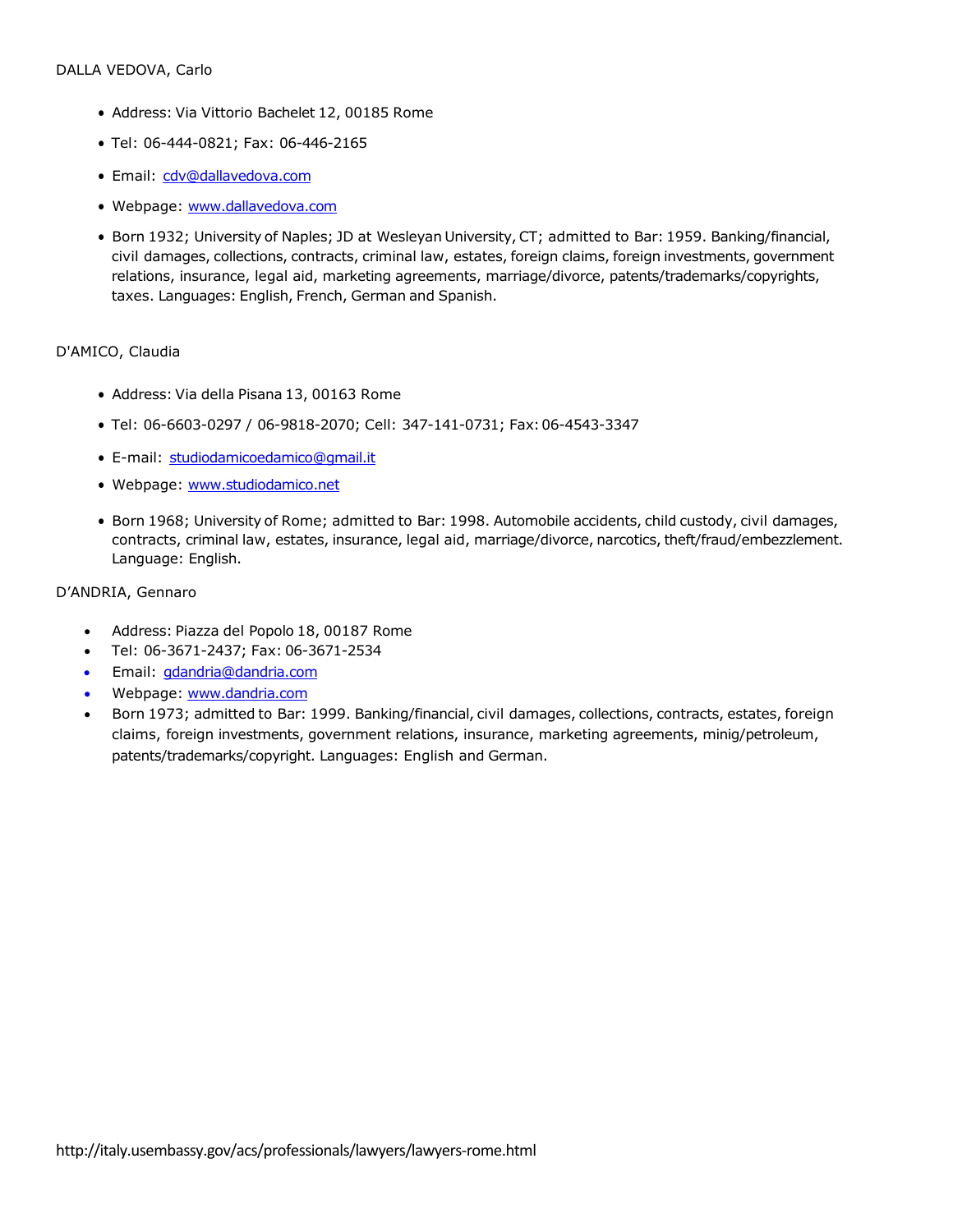DALLA VEDOVA, Carlo

- Address: Via Vittorio Bachelet 12, 00185 Rome
- Tel: 06-444-0821; Fax: 06-446-2165
- Email: cdv@dallavedova.com
- Webpage: www.dallavedova.com
- Born 1932; University of Naples; JD at Wesleyan University, CT; admitted to Bar: 1959. Banking/financial, civil damages, collections, contracts, criminal law, estates, foreign claims, foreign investments, government relations, insurance, legal aid, marketing agreements, marriage/divorce, patents/trademarks/copyrights, taxes. Languages: English, French, German and Spanish.

D'AMICO, Claudia

- Address: Via della Pisana 13, 00163 Rome
- Tel: 06-6603-0297 / 06-9818-2070; Cell: 347-141-0731; Fax: 06-4543-3347
- E-mail: studiodamicoedamico@gmail.it
- Webpage: www.studiodamico.net
- Born 1968; University of Rome; admitted to Bar: 1998. Automobile accidents, child custody, civil damages, contracts, criminal law, estates, insurance, legal aid, marriage/divorce, narcotics, theft/fraud/embezzlement. Language: English.

D'ANDRIA, Gennaro

- Address: Piazza del Popolo 18, 00187 Rome
- Tel: 06-3671-2437; Fax: 06-3671-2534
- Email: gdandria@dandria.com
- Webpage: www.dandria.com
- Born 1973; admitted to Bar: 1999. Banking/financial, civil damages, collections, contracts, estates, foreign claims, foreign investments, government relations, insurance, marketing agreements, minig/petroleum, patents/trademarks/copyright. Languages: English and German.

http://italy.usembassy.gov/acs/professionals/lawyers/lawyers-rome.html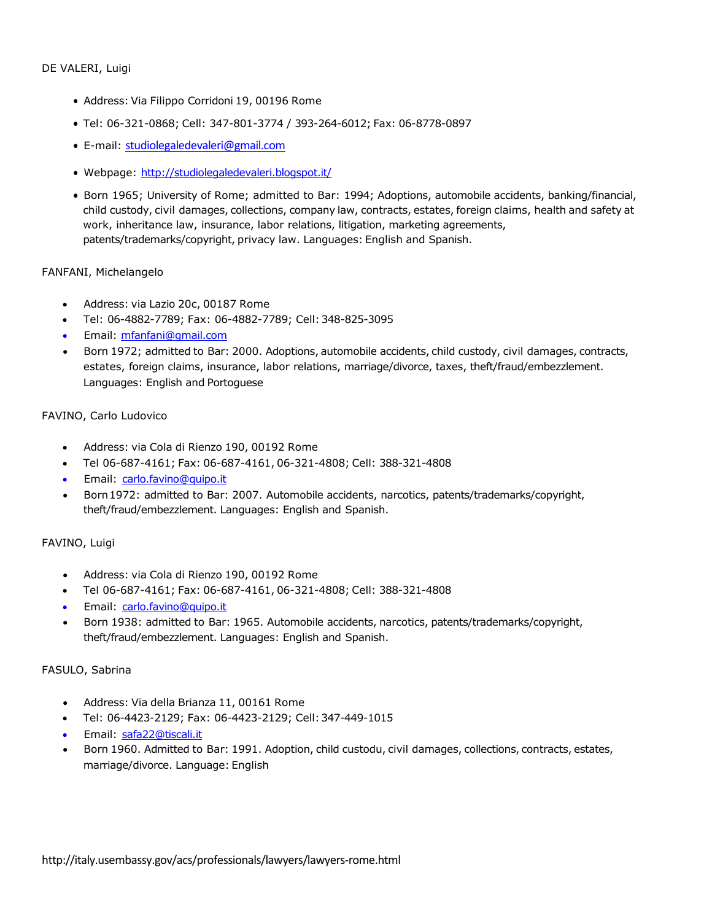DE VALERI, Luigi

- Address: Via Filippo Corridoni 19, 00196 Rome
- Tel: 06-321-0868; Cell: 347-801-3774 / 393-264-6012; Fax: 06-8778-0897
- E-mail: studiolegaledevaleri@gmail.com
- Webpage: http://studiolegaledevaleri.blogspot.it/
- Born 1965; University of Rome; admitted to Bar: 1994; Adoptions, automobile accidents, banking/financial, child custody, civil damages, collections, company law, contracts, estates, foreign claims, health and safety at work, inheritance law, insurance, labor relations, litigation, marketing agreements, patents/trademarks/copyright, privacy law. Languages: English and Spanish.

FANFANI, Michelangelo

- Address: via Lazio 20c, 00187 Rome
- Tel: 06-4882-7789; Fax: 06-4882-7789; Cell: 348-825-3095
- Email: mfanfani@gmail.com
- Born 1972; admitted to Bar: 2000. Adoptions, automobile accidents, child custody, civil damages, contracts, estates, foreign claims, insurance, labor relations, marriage/divorce, taxes, theft/fraud/embezzlement. Languages: English and Portoguese

FAVINO, Carlo Ludovico

- Address: via Cola di Rienzo 190, 00192 Rome
- Tel 06-687-4161; Fax: 06-687-4161, 06-321-4808; Cell: 388-321-4808
- Email: carlo.favino@quipo.it
- Born 1972: admitted to Bar: 2007. Automobile accidents, narcotics, patents/trademarks/copyright, theft/fraud/embezzlement. Languages: English and Spanish.

FAVINO, Luigi

- Address: via Cola di Rienzo 190, 00192 Rome
- Tel 06-687-4161; Fax: 06-687-4161, 06-321-4808; Cell: 388-321-4808
- Email: carlo.favino@quipo.it
- Born 1938: admitted to Bar: 1965. Automobile accidents, narcotics, patents/trademarks/copyright, theft/fraud/embezzlement. Languages: English and Spanish.

FASULO, Sabrina

- Address: Via della Brianza 11, 00161 Rome
- Tel: 06-4423-2129; Fax: 06-4423-2129; Cell: 347-449-1015
- Email: safa22@tiscali.it
- Born 1960. Admitted to Bar: 1991. Adoption, child custodu, civil damages, collections, contracts, estates, marriage/divorce. Language: English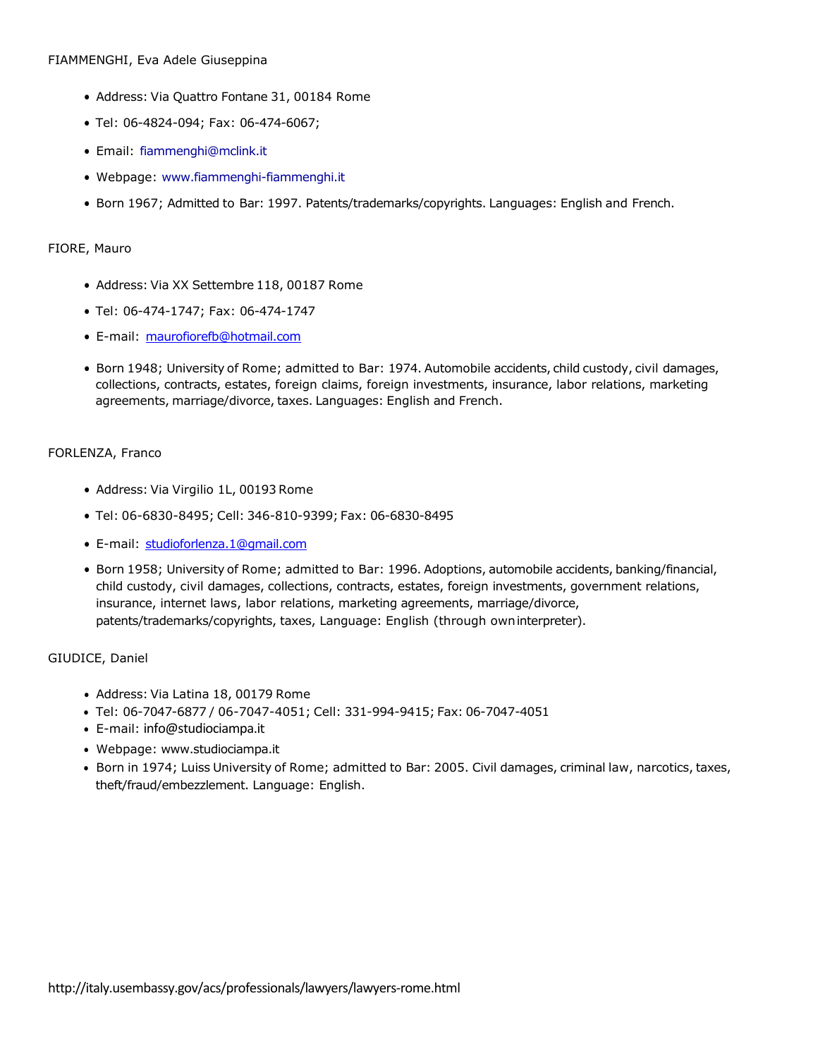FIAMMENGHI, Eva Adele Giuseppina

- Address: Via Quattro Fontane 31, 00184 Rome
- Tel: 06-4824-094; Fax: 06-474-6067;
- Email: fiammenghi@mclink.it
- Webpage: www.fiammenghi-fiammenghi.it
- Born 1967; Admitted to Bar: 1997. Patents/trademarks/copyrights. Languages: English and French.

FIORE, Mauro

- Address: Via XX Settembre 118, 00187 Rome
- Tel: 06-474-1747; Fax: 06-474-1747
- E-mail: maurofiorefb@hotmail.com
- Born 1948; University of Rome; admitted to Bar: 1974. Automobile accidents, child custody, civil damages, collections, contracts, estates, foreign claims, foreign investments, insurance, labor relations, marketing agreements, marriage/divorce, taxes. Languages: English and French.

FORLENZA, Franco

- Address: Via Virgilio 1L, 00193 Rome
- Tel: 06-6830-8495; Cell: 346-810-9399; Fax: 06-6830-8495
- E-mail: studioforlenza.1@gmail.com
- Born 1958; University of Rome; admitted to Bar: 1996. Adoptions, automobile accidents, banking/financial, child custody, civil damages, collections, contracts, estates, foreign investments, government relations, insurance, internet laws, labor relations, marketing agreements, marriage/divorce, patents/trademarks/copyrights, taxes, Language: English (through own interpreter).

GIUDICE, Daniel

- Address: Via Latina 18, 00179 Rome
- Tel: 06-7047-6877 / 06-7047-4051; Cell: 331-994-9415; Fax: 06-7047-4051
- E-mail: info@studiociampa.it
- Webpage: www.studiociampa.it
- Born in 1974; Luiss University of Rome; admitted to Bar: 2005. Civil damages, criminal law, narcotics, taxes, theft/fraud/embezzlement. Language: English.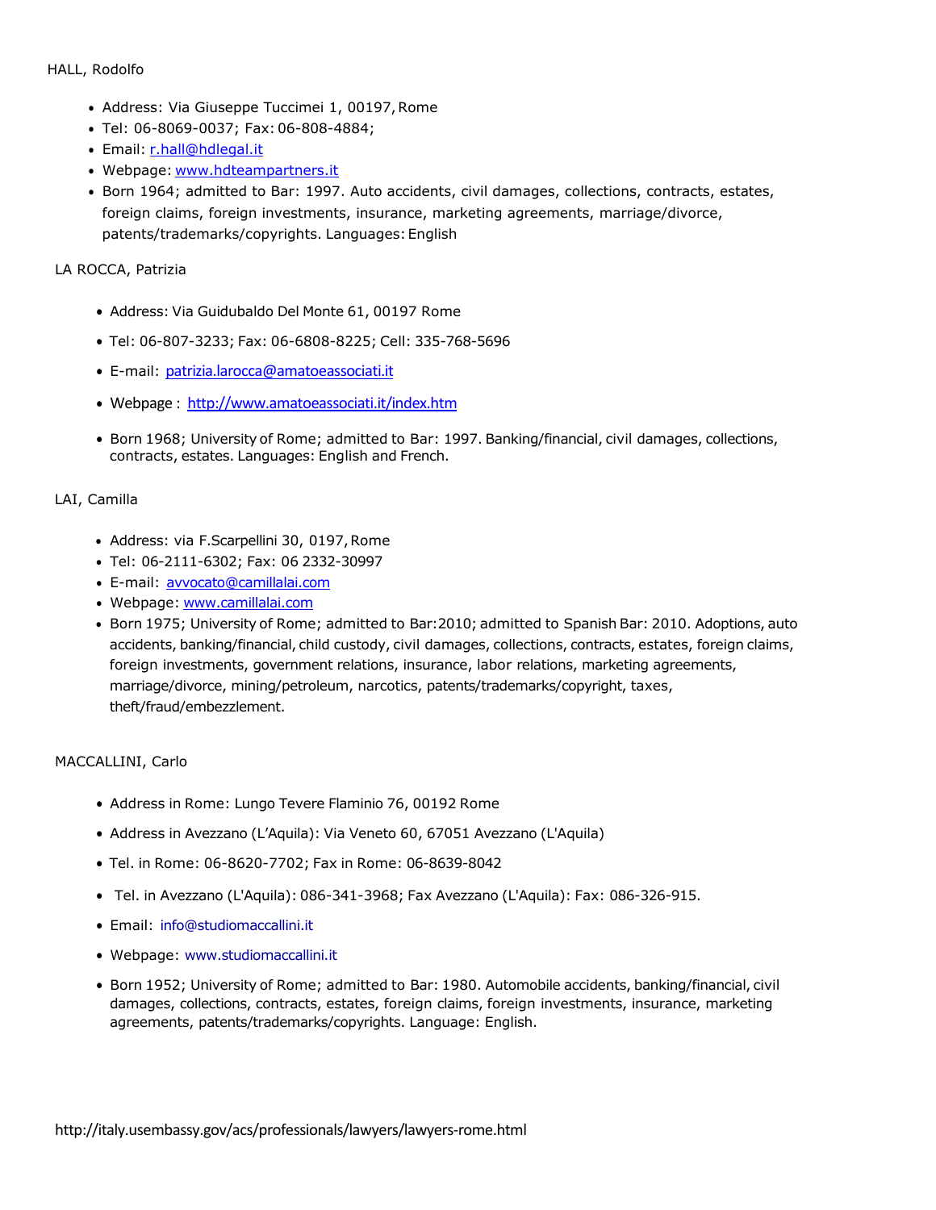HALL, Rodolfo

- Address: Via Giuseppe Tuccimei 1, 00197, Rome
- Tel: 06-8069-0037; Fax: 06-808-4884;
- Email: r.hall@hdlegal.it
- Webpage: www.hdteampartners.it
- Born 1964; admitted to Bar: 1997. Auto accidents, civil damages, collections, contracts, estates, foreign claims, foreign investments, insurance, marketing agreements, marriage/divorce, patents/trademarks/copyrights. Languages: English

LA ROCCA, Patrizia

- Address: Via Guidubaldo Del Monte 61, 00197 Rome
- Tel: 06-807-3233; Fax: 06-6808-8225; Cell: 335-768-5696
- E-mail: patrizia.larocca@amatoeassociati.it
- Webpage : http://www.amatoeassociati.it/index.htm
- Born 1968; University of Rome; admitted to Bar: 1997. Banking/financial, civil damages, collections, contracts, estates. Languages: English and French.

LAI, Camilla

- Address: via F.Scarpellini 30, 0197, Rome
- Tel: 06-2111-6302; Fax: 06 2332-30997
- E-mail: avvocato@camillalai.com
- Webpage: www.camillalai.com
- Born 1975; University of Rome; admitted to Bar:2010; admitted to Spanish Bar: 2010. Adoptions, auto accidents, banking/financial, child custody, civil damages, collections, contracts, estates, foreign claims, foreign investments, government relations, insurance, labor relations, marketing agreements, marriage/divorce, mining/petroleum, narcotics, patents/trademarks/copyright, taxes, theft/fraud/embezzlement.

MACCALLINI, Carlo

- Address in Rome: Lungo Tevere Flaminio 76, 00192 Rome
- Address in Avezzano (L'Aquila): Via Veneto 60, 67051 Avezzano (L'Aquila)
- Tel. in Rome: 06-8620-7702; Fax in Rome: 06-8639-8042
- Tel. in Avezzano (L'Aquila): 086-341-3968; Fax Avezzano (L'Aquila): Fax: 086-326-915.
- Email: info@studiomaccallini.it
- Webpage: www.studiomaccallini.it
- Born 1952; University of Rome; admitted to Bar: 1980. Automobile accidents, banking/financial, civil damages, collections, contracts, estates, foreign claims, foreign investments, insurance, marketing agreements, patents/trademarks/copyrights. Language: English.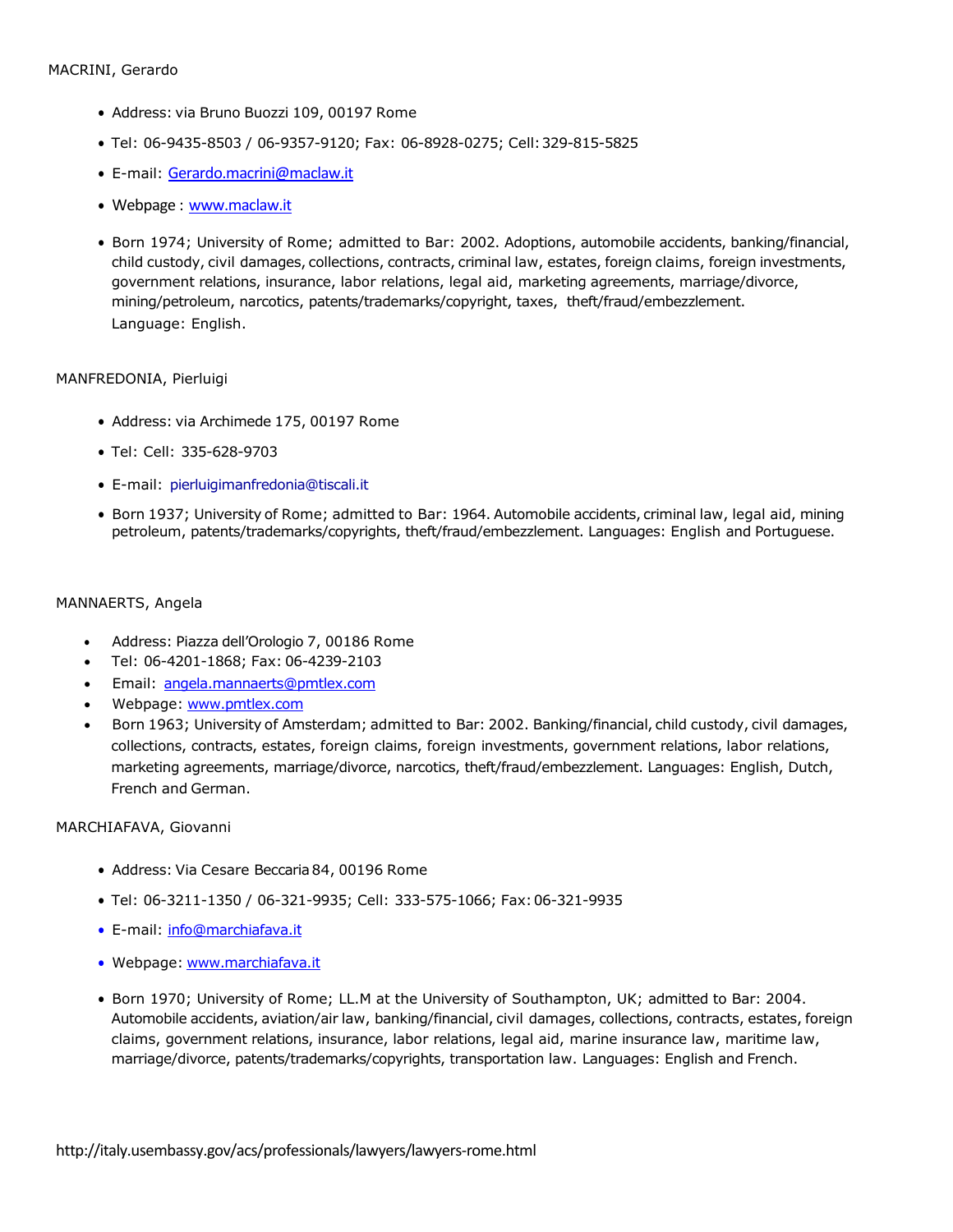MACRINI, Gerardo

- Address: via Bruno Buozzi 109, 00197 Rome
- Tel: 06-9435-8503 / 06-9357-9120; Fax: 06-8928-0275; Cell: 329-815-5825
- E-mail: Gerardo.macrini@maclaw.it
- Webpage : www.maclaw.it
- Born 1974; University of Rome; admitted to Bar: 2002. Adoptions, automobile accidents, banking/financial, child custody, civil damages, collections, contracts, criminal law, estates, foreign claims, foreign investments, government relations, insurance, labor relations, legal aid, marketing agreements, marriage/divorce, mining/petroleum, narcotics, patents/trademarks/copyright, taxes, theft/fraud/embezzlement. Language: English.

MANFREDONIA, Pierluigi

- Address: via Archimede 175, 00197 Rome
- Tel: Cell: 335-628-9703
- E-mail: pierluigimanfredonia@tiscali.it
- Born 1937; University of Rome; admitted to Bar: 1964. Automobile accidents, criminal law, legal aid, mining petroleum, patents/trademarks/copyrights, theft/fraud/embezzlement. Languages: English and Portuguese.

MANNAERTS, Angela

- Address: Piazza dell'Orologio 7, 00186 Rome
- Tel: 06-4201-1868; Fax: 06-4239-2103
- Email: angela.mannaerts@pmtlex.com
- Webpage: www.pmtlex.com
- Born 1963; University of Amsterdam; admitted to Bar: 2002. Banking/financial, child custody, civil damages, collections, contracts, estates, foreign claims, foreign investments, government relations, labor relations, marketing agreements, marriage/divorce, narcotics, theft/fraud/embezzlement. Languages: English, Dutch, French and German.

MARCHIAFAVA, Giovanni

- Address: Via Cesare Beccaria 84, 00196 Rome
- Tel: 06-3211-1350 / 06-321-9935; Cell: 333-575-1066; Fax: 06-321-9935
- E-mail: info@marchiafava.it
- Webpage: www.marchiafava.it
- Born 1970; University of Rome; LL.M at the University of Southampton, UK; admitted to Bar: 2004. Automobile accidents, aviation/air law, banking/financial, civil damages, collections, contracts, estates, foreign claims, government relations, insurance, labor relations, legal aid, marine insurance law, maritime law, marriage/divorce, patents/trademarks/copyrights, transportation law. Languages: English and French.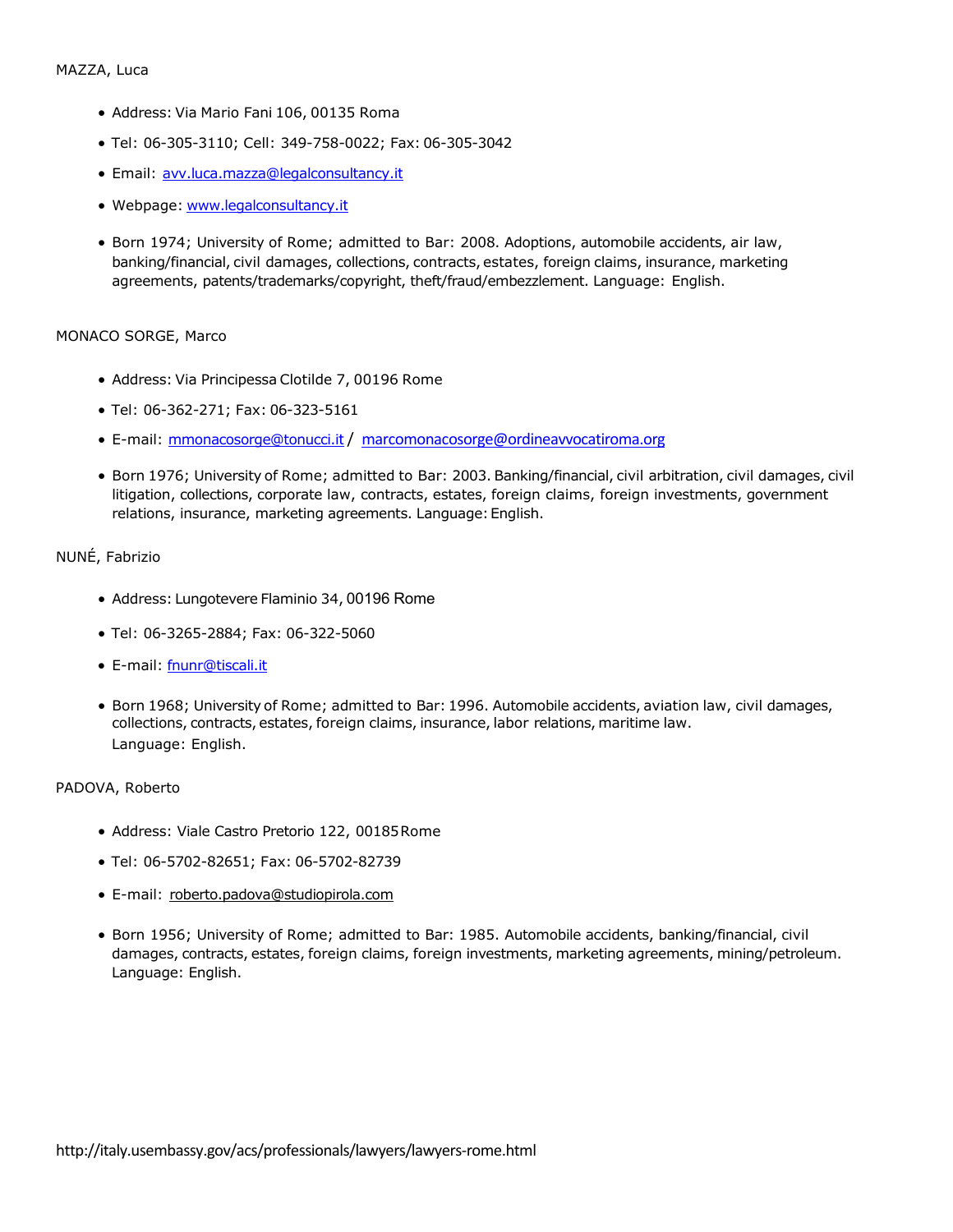MAZZA, Luca

- Address: Via Mario Fani 106, 00135 Roma
- Tel: 06-305-3110; Cell: 349-758-0022; Fax: 06-305-3042
- Email: avv.luca.mazza@legalconsultancy.it
- Webpage: www.legalconsultancy.it
- Born 1974; University of Rome; admitted to Bar: 2008. Adoptions, automobile accidents, air law, banking/financial, civil damages, collections, contracts, estates, foreign claims, insurance, marketing agreements, patents/trademarks/copyright, theft/fraud/embezzlement. Language: English.

MONACO SORGE, Marco

- Address: Via Principessa Clotilde 7, 00196 Rome
- Tel: 06-362-271; Fax: 06-323-5161
- E-mail: mmonacosorge@tonucci.it / marcomonacosorge@ordineavvocatiroma.org
- Born 1976; University of Rome; admitted to Bar: 2003. Banking/financial, civil arbitration, civil damages, civil litigation, collections, corporate law, contracts, estates, foreign claims, foreign investments, government relations, insurance, marketing agreements. Language: English.

NUNÉ, Fabrizio

- Address: Lungotevere Flaminio 34, 00196 Rome
- Tel: 06-3265-2884; Fax: 06-322-5060
- E-mail: fnunr@tiscali.it
- Born 1968; University of Rome; admitted to Bar: 1996. Automobile accidents, aviation law, civil damages, collections, contracts, estates, foreign claims, insurance, labor relations, maritime law. Language: English.

PADOVA, Roberto

- Address: Viale Castro Pretorio 122, 00185 Rome
- Tel: 06-5702-82651; Fax: 06-5702-82739
- E-mail: roberto.padova@studiopirola.com
- Born 1956; University of Rome; admitted to Bar: 1985. Automobile accidents, banking/financial, civil damages, contracts, estates, foreign claims, foreign investments, marketing agreements, mining/petroleum. Language: English.

http://italy.usembassy.gov/acs/professionals/lawyers/lawyers-rome.html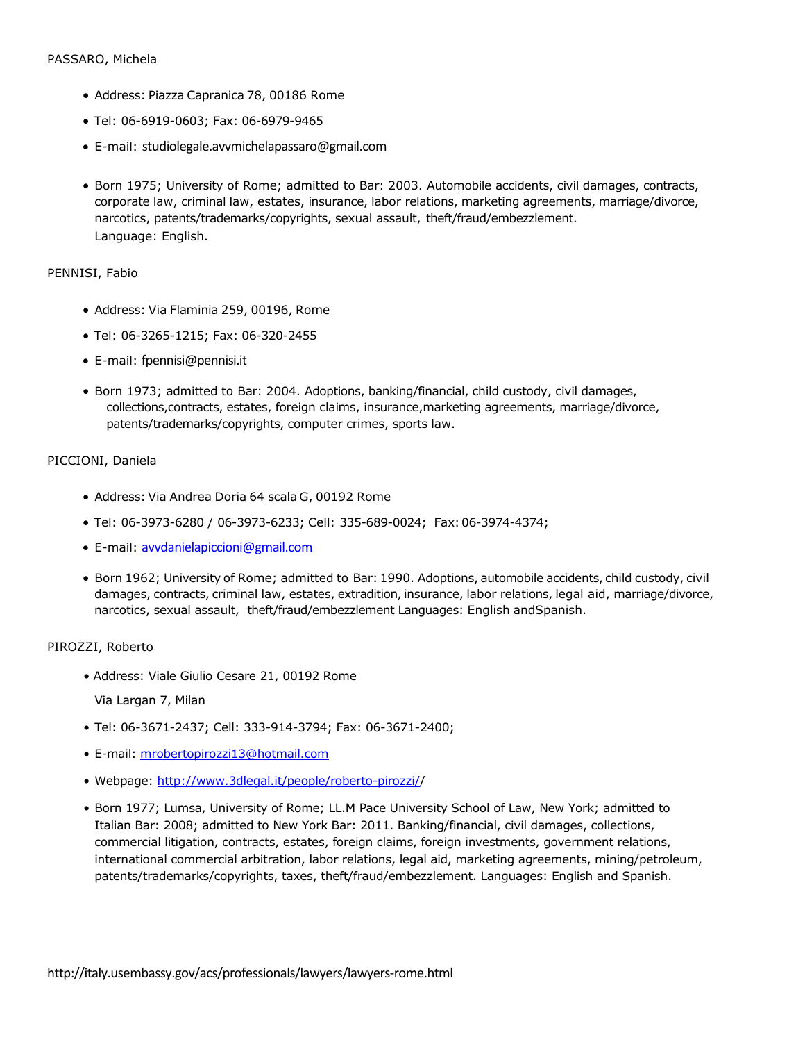PASSARO, Michela

- Address: Piazza Capranica 78, 00186 Rome
- Tel: 06-6919-0603; Fax: 06-6979-9465
- E-mail: studiolegale.avvmichelapassaro@gmail.com

- Born 1975; University of Rome; admitted to Bar: 2003. Automobile accidents, civil damages, contracts, corporate law, criminal law, estates, insurance, labor relations, marketing agreements, marriage/divorce, narcotics, patents/trademarks/copyrights, sexual assault, theft/fraud/embezzlement. Language: English.

PENNISI, Fabio

- Address: Via Flaminia 259, 00196, Rome
- Tel: 06-3265-1215; Fax: 06-320-2455
- E-mail: fpennisi@pennisi.it

- Born 1973; admitted to Bar: 2004. Adoptions, banking/financial, child custody, civil damages, collections,contracts, estates, foreign claims, insurance,marketing agreements, marriage/divorce, patents/trademarks/copyrights, computer crimes, sports law.

PICCIONI, Daniela

- Address: Via Andrea Doria 64 scala G, 00192 Rome
- Tel: 06-3973-6280 / 06-3973-6233; Cell: 335-689-0024; Fax: 06-3974-4374;
- E-mail: avvdanielapiccioni@gmail.com

- Born 1962; University of Rome; admitted to Bar: 1990. Adoptions, automobile accidents, child custody, civil damages, contracts, criminal law, estates, extradition, insurance, labor relations, legal aid, marriage/divorce, narcotics, sexual assault, theft/fraud/embezzlement Languages: English andSpanish.

PIROZZI, Roberto

- Address: Viale Giulio Cesare 21, 00192 Rome

  Via Largan 7, Milan
- Tel: 06-3671-2437; Cell: 333-914-3794; Fax: 06-3671-2400;
- E-mail: mrobertopirozzi13@hotmail.com
- Webpage: http://www.3dlegal.it/people/roberto-pirozzi//

- Born 1977; Lumsa, University of Rome; LL.M Pace University School of Law, New York; admitted to Italian Bar: 2008; admitted to New York Bar: 2011. Banking/financial, civil damages, collections, commercial litigation, contracts, estates, foreign claims, foreign investments, government relations, international commercial arbitration, labor relations, legal aid, marketing agreements, mining/petroleum, patents/trademarks/copyrights, taxes, theft/fraud/embezzlement. Languages: English and Spanish.

http://italy.usembassy.gov/acs/professionals/lawyers/lawyers-rome.html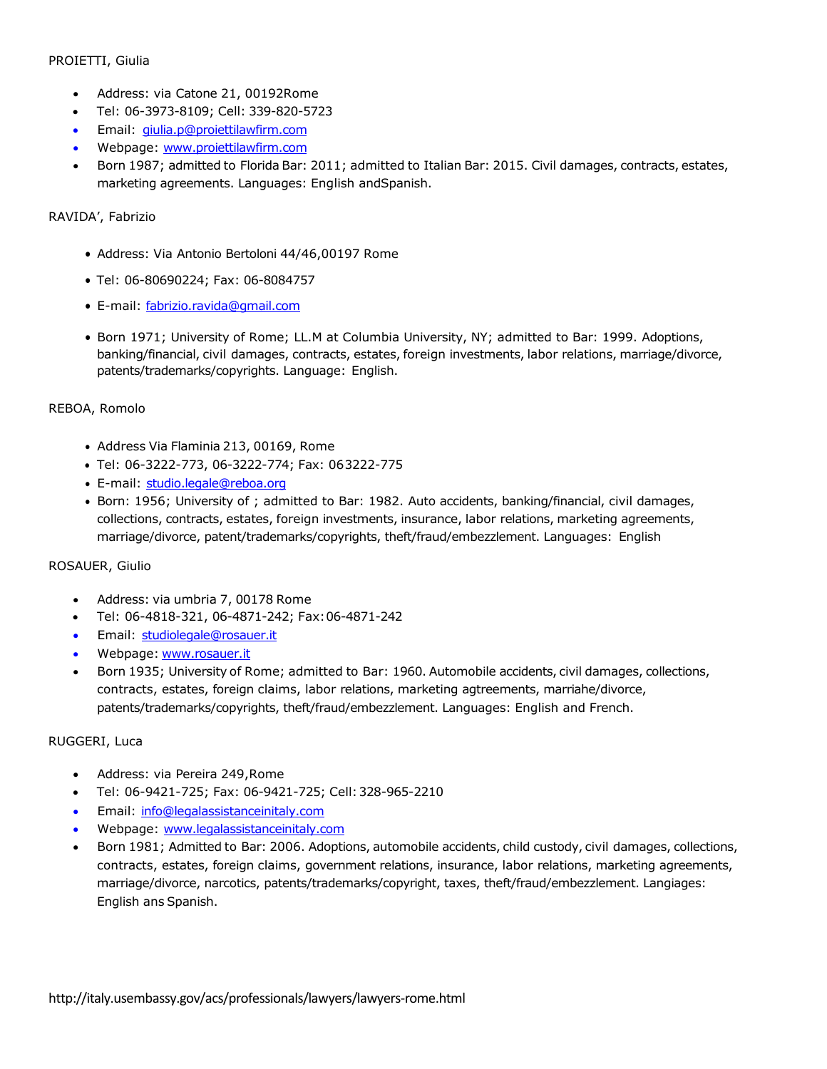PROIETTI, Giulia

- Address: via Catone 21, 00192Rome
- Tel: 06-3973-8109; Cell: 339-820-5723
- Email: giulia.p@proiettilawfirm.com
- Webpage: www.proiettilawfirm.com
- Born 1987; admitted to Florida Bar: 2011; admitted to Italian Bar: 2015. Civil damages, contracts, estates, marketing agreements. Languages: English andSpanish.

RAVIDA', Fabrizio

- Address: Via Antonio Bertoloni 44/46,00197 Rome
- Tel: 06-80690224; Fax: 06-8084757
- E-mail: fabrizio.ravida@gmail.com
- Born 1971; University of Rome; LL.M at Columbia University, NY; admitted to Bar: 1999. Adoptions, banking/financial, civil damages, contracts, estates, foreign investments, labor relations, marriage/divorce, patents/trademarks/copyrights. Language: English.

REBOA, Romolo

- Address Via Flaminia 213, 00169, Rome
- Tel: 06-3222-773, 06-3222-774; Fax: 063222-775
- E-mail: studio.legale@reboa.org
- Born: 1956; University of ; admitted to Bar: 1982. Auto accidents, banking/financial, civil damages, collections, contracts, estates, foreign investments, insurance, labor relations, marketing agreements, marriage/divorce, patent/trademarks/copyrights, theft/fraud/embezzlement. Languages: English

ROSAUER, Giulio

- Address: via umbria 7, 00178 Rome
- Tel: 06-4818-321, 06-4871-242; Fax: 06-4871-242
- Email: studiolegale@rosauer.it
- Webpage: www.rosauer.it
- Born 1935; University of Rome; admitted to Bar: 1960. Automobile accidents, civil damages, collections, contracts, estates, foreign claims, labor relations, marketing agtreements, marriahe/divorce, patents/trademarks/copyrights, theft/fraud/embezzlement. Languages: English and French.

RUGGERI, Luca

- Address: via Pereira 249,Rome
- Tel: 06-9421-725; Fax: 06-9421-725; Cell: 328-965-2210
- Email: info@legalassistanceinitaly.com
- Webpage: www.legalassistanceinitaly.com
- Born 1981; Admitted to Bar: 2006. Adoptions, automobile accidents, child custody, civil damages, collections, contracts, estates, foreign claims, government relations, insurance, labor relations, marketing agreements, marriage/divorce, narcotics, patents/trademarks/copyright, taxes, theft/fraud/embezzlement. Langiages: English ans Spanish.

http://italy.usembassy.gov/acs/professionals/lawyers/lawyers-rome.html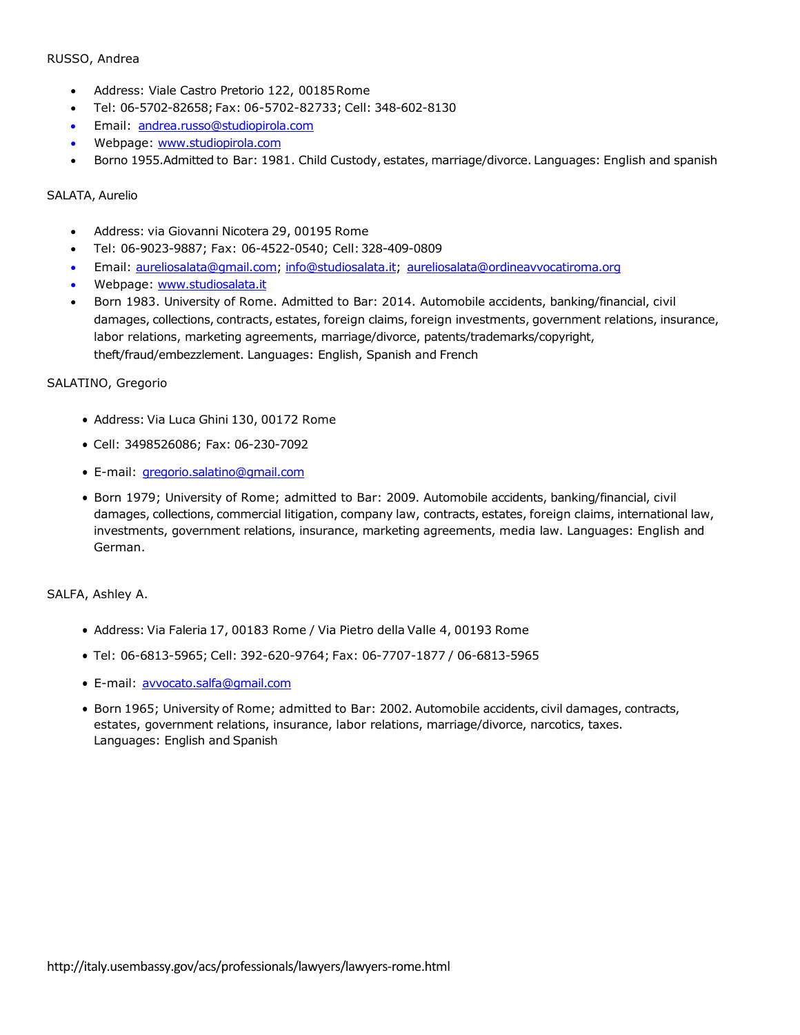RUSSO, Andrea

- Address: Viale Castro Pretorio 122, 00185 Rome
- Tel: 06-5702-82658; Fax: 06-5702-82733; Cell: 348-602-8130
- Email: andrea.russo@studiopirola.com
- Webpage: www.studiopirola.com
- Borno 1955.Admitted to Bar: 1981. Child Custody, estates, marriage/divorce. Languages: English and spanish

SALATA, Aurelio

- Address: via Giovanni Nicotera 29, 00195 Rome
- Tel: 06-9023-9887; Fax: 06-4522-0540; Cell: 328-409-0809
- Email: aureliosalata@gmail.com; info@studiosalata.it; aureliosalata@ordineavvocatiroma.org
- Webpage: www.studiosalata.it
- Born 1983. University of Rome. Admitted to Bar: 2014. Automobile accidents, banking/financial, civil damages, collections, contracts, estates, foreign claims, foreign investments, government relations, insurance, labor relations, marketing agreements, marriage/divorce, patents/trademarks/copyright, theft/fraud/embezzlement. Languages: English, Spanish and French

SALATINO, Gregorio

- Address: Via Luca Ghini 130, 00172 Rome
- Cell: 3498526086; Fax: 06-230-7092
- E-mail: gregorio.salatino@gmail.com
- Born 1979; University of Rome; admitted to Bar: 2009. Automobile accidents, banking/financial, civil damages, collections, commercial litigation, company law, contracts, estates, foreign claims, international law, investments, government relations, insurance, marketing agreements, media law. Languages: English and German.

SALFA, Ashley A.

- Address: Via Faleria 17, 00183 Rome / Via Pietro della Valle 4, 00193 Rome
- Tel: 06-6813-5965; Cell: 392-620-9764; Fax: 06-7707-1877 / 06-6813-5965
- E-mail: avvocato.salfa@gmail.com
- Born 1965; University of Rome; admitted to Bar: 2002. Automobile accidents, civil damages, contracts, estates, government relations, insurance, labor relations, marriage/divorce, narcotics, taxes. Languages: English and Spanish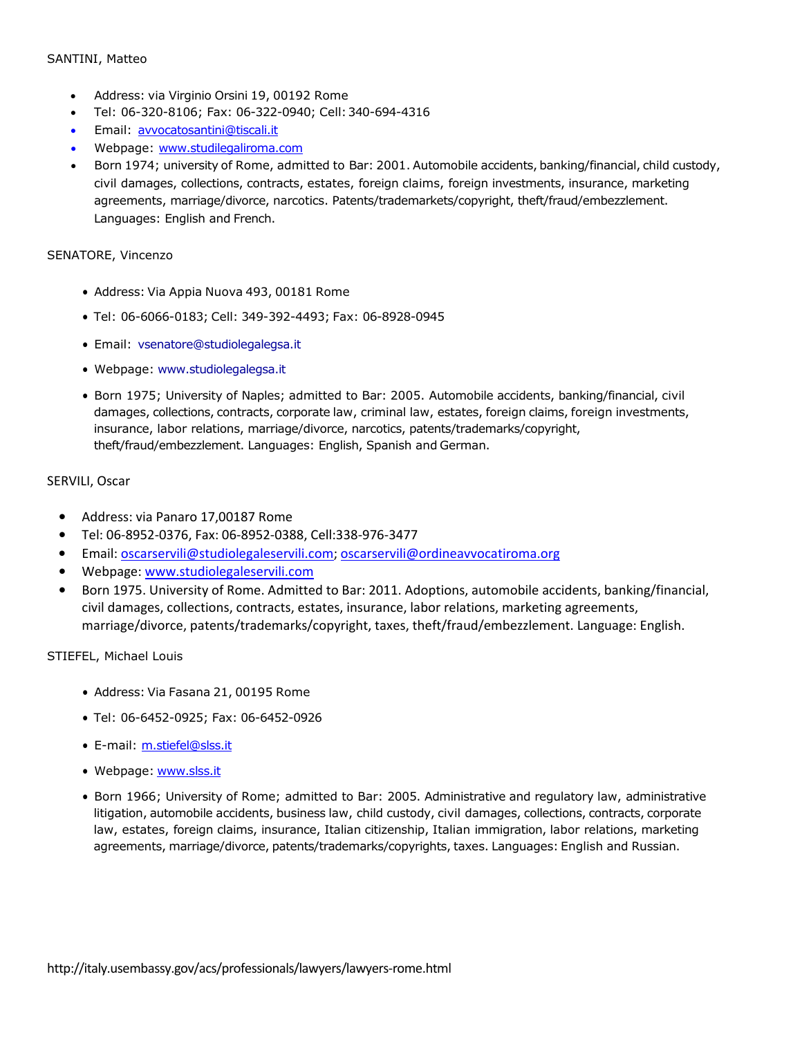SANTINI, Matteo

- Address: via Virginio Orsini 19, 00192 Rome
- Tel: 06-320-8106; Fax: 06-322-0940; Cell: 340-694-4316
- Email: avvocatosantini@tiscali.it
- Webpage: www.studilegaliroma.com
- Born 1974; university of Rome, admitted to Bar: 2001. Automobile accidents, banking/financial, child custody, civil damages, collections, contracts, estates, foreign claims, foreign investments, insurance, marketing agreements, marriage/divorce, narcotics. Patents/trademarkets/copyright, theft/fraud/embezzlement. Languages: English and French.

SENATORE, Vincenzo

- Address: Via Appia Nuova 493, 00181 Rome
- Tel: 06-6066-0183; Cell: 349-392-4493; Fax: 06-8928-0945
- Email: vsenatore@studiolegalegsa.it
- Webpage: www.studiolegalegsa.it
- Born 1975; University of Naples; admitted to Bar: 2005. Automobile accidents, banking/financial, civil damages, collections, contracts, corporate law, criminal law, estates, foreign claims, foreign investments, insurance, labor relations, marriage/divorce, narcotics, patents/trademarks/copyright, theft/fraud/embezzlement. Languages: English, Spanish and German.

SERVILI, Oscar

- Address: via Panaro 17,00187 Rome
- Tel: 06-8952-0376, Fax: 06-8952-0388, Cell:338-976-3477
- Email: oscarservili@studiolegaleservili.com; oscarservili@ordineavvocatiroma.org
- Webpage: www.studiolegaleservili.com
- Born 1975. University of Rome. Admitted to Bar: 2011. Adoptions, automobile accidents, banking/financial, civil damages, collections, contracts, estates, insurance, labor relations, marketing agreements, marriage/divorce, patents/trademarks/copyright, taxes, theft/fraud/embezzlement. Language: English.

STIEFEL, Michael Louis

- Address: Via Fasana 21, 00195 Rome
- Tel: 06-6452-0925; Fax: 06-6452-0926
- E-mail: m.stiefel@slss.it
- Webpage: www.slss.it
- Born 1966; University of Rome; admitted to Bar: 2005. Administrative and regulatory law, administrative litigation, automobile accidents, business law, child custody, civil damages, collections, contracts, corporate law, estates, foreign claims, insurance, Italian citizenship, Italian immigration, labor relations, marketing agreements, marriage/divorce, patents/trademarks/copyrights, taxes. Languages: English and Russian.

http://italy.usembassy.gov/acs/professionals/lawyers/lawyers-rome.html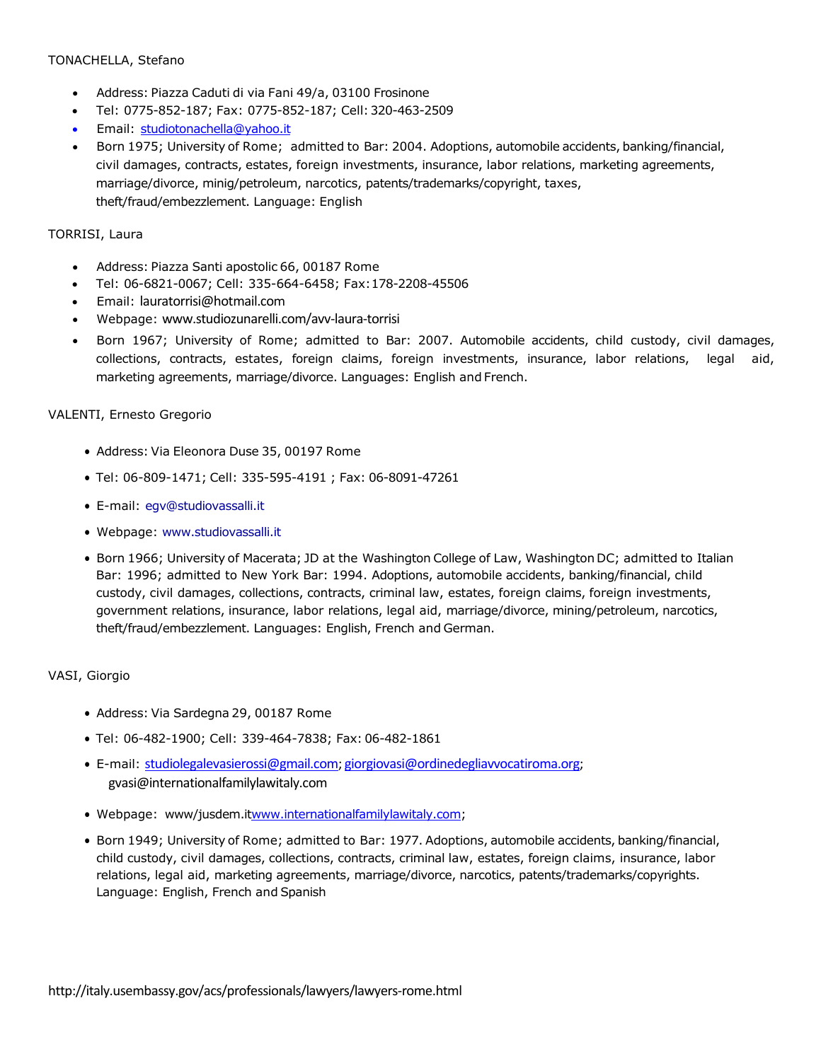TONACHELLA, Stefano

- Address: Piazza Caduti di via Fani 49/a, 03100 Frosinone
- Tel: 0775-852-187; Fax: 0775-852-187; Cell: 320-463-2509
- Email: studiotonachella@yahoo.it
- Born 1975; University of Rome; admitted to Bar: 2004. Adoptions, automobile accidents, banking/financial, civil damages, contracts, estates, foreign investments, insurance, labor relations, marketing agreements, marriage/divorce, minig/petroleum, narcotics, patents/trademarks/copyright, taxes, theft/fraud/embezzlement. Language: English

TORRISI, Laura

- Address: Piazza Santi apostolic 66, 00187 Rome
- Tel: 06-6821-0067; Cell: 335-664-6458; Fax: 178-2208-45506
- Email: lauratorrisi@hotmail.com
- Webpage: www.studiozunarelli.com/avv-laura-torrisi
- Born 1967; University of Rome; admitted to Bar: 2007. Automobile accidents, child custody, civil damages, collections, contracts, estates, foreign claims, foreign investments, insurance, labor relations, legal aid, marketing agreements, marriage/divorce. Languages: English and French.

VALENTI, Ernesto Gregorio

- Address: Via Eleonora Duse 35, 00197 Rome
- Tel: 06-809-1471; Cell: 335-595-4191 ; Fax: 06-8091-47261
- E-mail: egv@studiovassalli.it
- Webpage: www.studiovassalli.it
- Born 1966; University of Macerata; JD at the Washington College of Law, Washington DC; admitted to Italian Bar: 1996; admitted to New York Bar: 1994. Adoptions, automobile accidents, banking/financial, child custody, civil damages, collections, contracts, criminal law, estates, foreign claims, foreign investments, government relations, insurance, labor relations, legal aid, marriage/divorce, mining/petroleum, narcotics, theft/fraud/embezzlement. Languages: English, French and German.

VASI, Giorgio

- Address: Via Sardegna 29, 00187 Rome
- Tel: 06-482-1900; Cell: 339-464-7838; Fax: 06-482-1861
- E-mail: studiolegalevasierossi@gmail.com; giorgiovasi@ordinedegliavvocatiroma.org; gvasi@internationalfamilylawitaly.com
- Webpage: www/jusdem.itwww.internationalfamilylawitaly.com;
- Born 1949; University of Rome; admitted to Bar: 1977. Adoptions, automobile accidents, banking/financial, child custody, civil damages, collections, contracts, criminal law, estates, foreign claims, insurance, labor relations, legal aid, marketing agreements, marriage/divorce, narcotics, patents/trademarks/copyrights. Language: English, French and Spanish

http://italy.usembassy.gov/acs/professionals/lawyers/lawyers-rome.html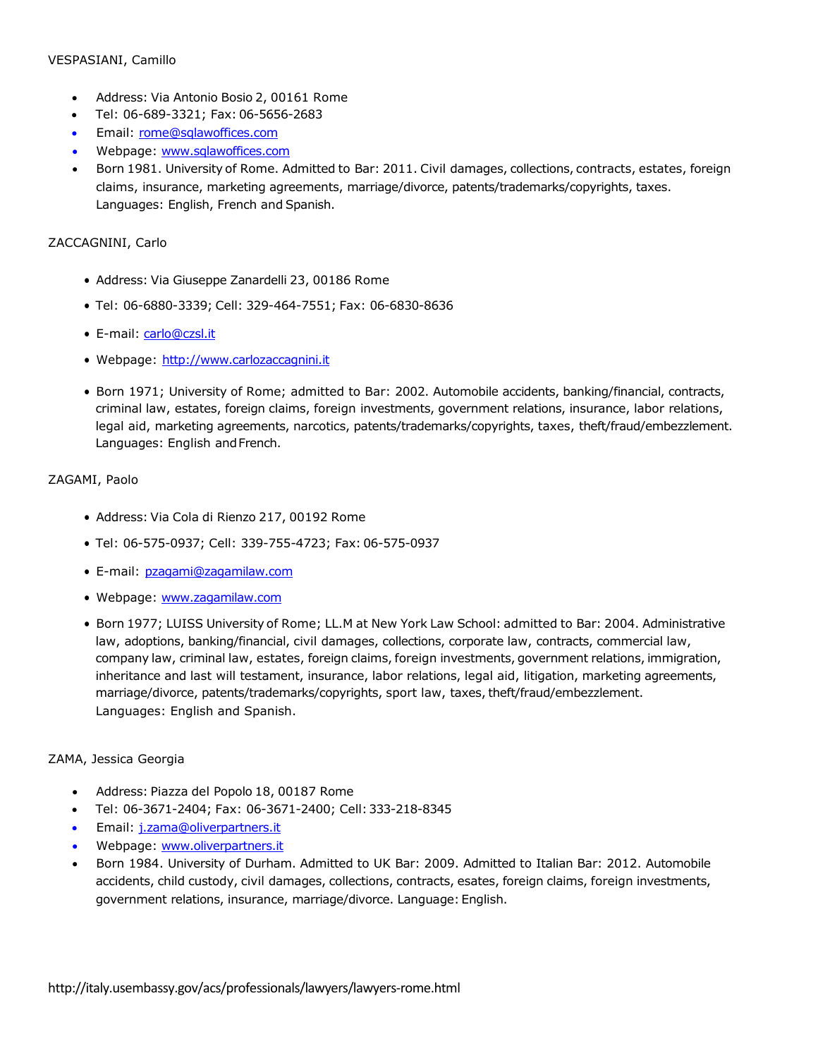VESPASIANI, Camillo

- Address: Via Antonio Bosio 2, 00161 Rome
- Tel: 06-689-3321; Fax: 06-5656-2683
- Email: rome@sqlawoffices.com
- Webpage: www.sqlawoffices.com
- Born 1981. University of Rome. Admitted to Bar: 2011. Civil damages, collections, contracts, estates, foreign claims, insurance, marketing agreements, marriage/divorce, patents/trademarks/copyrights, taxes. Languages: English, French and Spanish.

ZACCAGNINI, Carlo

- Address: Via Giuseppe Zanardelli 23, 00186 Rome
- Tel: 06-6880-3339; Cell: 329-464-7551; Fax: 06-6830-8636
- E-mail: carlo@czsl.it
- Webpage: http://www.carlozaccagnini.it
- Born 1971; University of Rome; admitted to Bar: 2002. Automobile accidents, banking/financial, contracts, criminal law, estates, foreign claims, foreign investments, government relations, insurance, labor relations, legal aid, marketing agreements, narcotics, patents/trademarks/copyrights, taxes, theft/fraud/embezzlement. Languages: English and French.

ZAGAMI, Paolo

- Address: Via Cola di Rienzo 217, 00192 Rome
- Tel: 06-575-0937; Cell: 339-755-4723; Fax: 06-575-0937
- E-mail: pzagami@zagamilaw.com
- Webpage: www.zagamilaw.com
- Born 1977; LUISS University of Rome; LL.M at New York Law School: admitted to Bar: 2004. Administrative law, adoptions, banking/financial, civil damages, collections, corporate law, contracts, commercial law, company law, criminal law, estates, foreign claims, foreign investments, government relations, immigration, inheritance and last will testament, insurance, labor relations, legal aid, litigation, marketing agreements, marriage/divorce, patents/trademarks/copyrights, sport law, taxes, theft/fraud/embezzlement. Languages: English and Spanish.

ZAMA, Jessica Georgia

- Address: Piazza del Popolo 18, 00187 Rome
- Tel: 06-3671-2404; Fax: 06-3671-2400; Cell: 333-218-8345
- Email: j.zama@oliverpartners.it
- Webpage: www.oliverpartners.it
- Born 1984. University of Durham. Admitted to UK Bar: 2009. Admitted to Italian Bar: 2012. Automobile accidents, child custody, civil damages, collections, contracts, esates, foreign claims, foreign investments, government relations, insurance, marriage/divorce. Language: English.

http://italy.usembassy.gov/acs/professionals/lawyers/lawyers-rome.html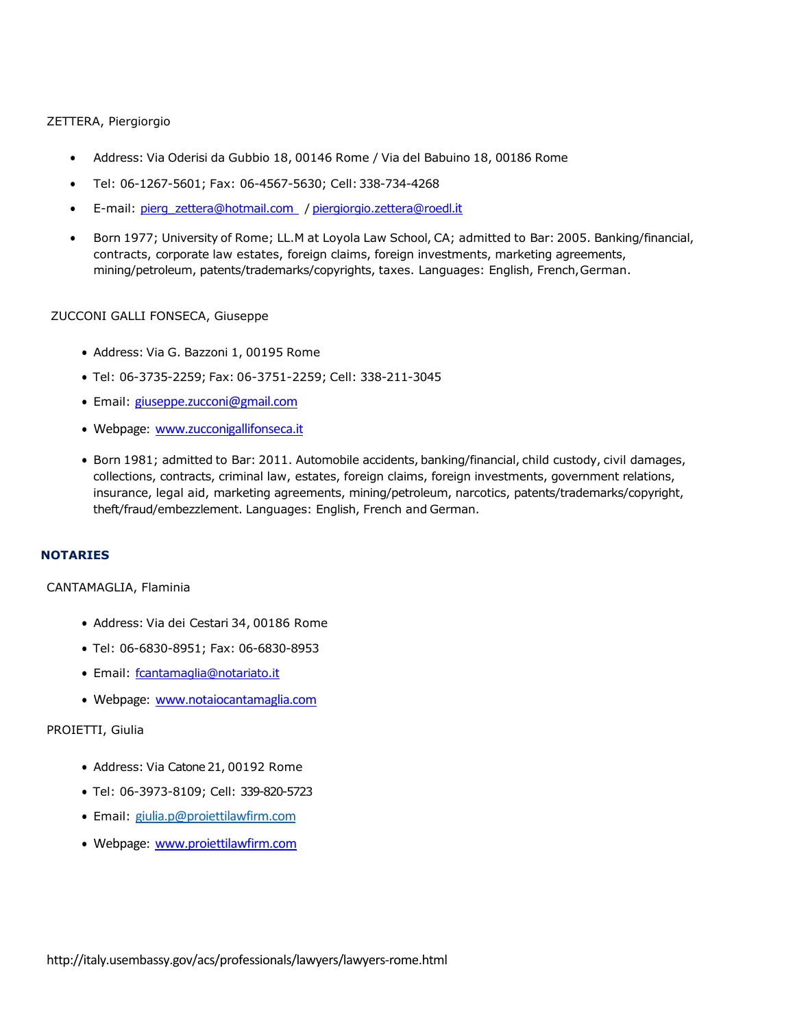ZETTERA, Piergiorgio

- Address: Via Oderisi da Gubbio 18, 00146 Rome / Via del Babuino 18, 00186 Rome
- Tel: 06-1267-5601; Fax: 06-4567-5630; Cell: 338-734-4268
- E-mail: pierg_zettera@hotmail.com / piergiorgio.zettera@roedl.it
- Born 1977; University of Rome; LL.M at Loyola Law School, CA; admitted to Bar: 2005. Banking/financial, contracts, corporate law estates, foreign claims, foreign investments, marketing agreements, mining/petroleum, patents/trademarks/copyrights, taxes. Languages: English, French, German.

ZUCCONI GALLI FONSECA, Giuseppe

- Address: Via G. Bazzoni 1, 00195 Rome
- Tel: 06-3735-2259; Fax: 06-3751-2259; Cell: 338-211-3045
- Email: giuseppe.zucconi@gmail.com
- Webpage: www.zucconigallifonseca.it
- Born 1981; admitted to Bar: 2011. Automobile accidents, banking/financial, child custody, civil damages, collections, contracts, criminal law, estates, foreign claims, foreign investments, government relations, insurance, legal aid, marketing agreements, mining/petroleum, narcotics, patents/trademarks/copyright, theft/fraud/embezzlement. Languages: English, French and German.

## NOTARIES

CANTAMAGLIA, Flaminia

- Address: Via dei Cestari 34, 00186 Rome
- Tel: 06-6830-8951; Fax: 06-6830-8953
- Email: fcantamaglia@notariato.it
- Webpage: www.notaiocantamaglia.com

PROIETTI, Giulia

- Address: Via Catone 21, 00192 Rome
- Tel: 06-3973-8109; Cell: 339-820-5723
- Email: giulia.p@proiettilawfirm.com
- Webpage: www.proiettilawfirm.com

http://italy.usembassy.gov/acs/professionals/lawyers/lawyers-rome.html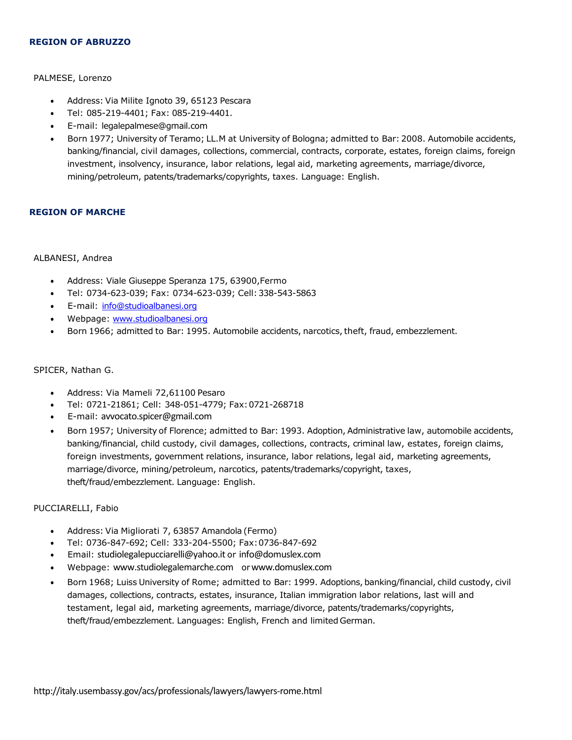### REGION OF ABRUZZO

PALMESE, Lorenzo

- Address: Via Milite Ignoto 39, 65123 Pescara
- Tel: 085-219-4401; Fax: 085-219-4401.
- E-mail: legalepalmese@gmail.com
- Born 1977; University of Teramo; LL.M at University of Bologna; admitted to Bar: 2008. Automobile accidents, banking/financial, civil damages, collections, commercial, contracts, corporate, estates, foreign claims, foreign investment, insolvency, insurance, labor relations, legal aid, marketing agreements, marriage/divorce, mining/petroleum, patents/trademarks/copyrights, taxes. Language: English.

### REGION OF MARCHE

ALBANESI, Andrea

- Address: Viale Giuseppe Speranza 175, 63900,Fermo
- Tel: 0734-623-039; Fax: 0734-623-039; Cell: 338-543-5863
- E-mail: info@studioalbanesi.org
- Webpage: www.studioalbanesi.org
- Born 1966; admitted to Bar: 1995. Automobile accidents, narcotics, theft, fraud, embezzlement.

SPICER, Nathan G.

- Address: Via Mameli 72,61100 Pesaro
- Tel: 0721-21861; Cell: 348-051-4779; Fax: 0721-268718
- E-mail: avvocato.spicer@gmail.com
- Born 1957; University of Florence; admitted to Bar: 1993. Adoption, Administrative law, automobile accidents, banking/financial, child custody, civil damages, collections, contracts, criminal law, estates, foreign claims, foreign investments, government relations, insurance, labor relations, legal aid, marketing agreements, marriage/divorce, mining/petroleum, narcotics, patents/trademarks/copyright, taxes, theft/fraud/embezzlement. Language: English.

PUCCIARELLI, Fabio

- Address: Via Migliorati 7, 63857 Amandola (Fermo)
- Tel: 0736-847-692; Cell: 333-204-5500; Fax: 0736-847-692
- Email: studiolegalepucciarelli@yahoo.it or info@domuslex.com
- Webpage: www.studiolegalemarche.com or www.domuslex.com
- Born 1968; Luiss University of Rome; admitted to Bar: 1999. Adoptions, banking/financial, child custody, civil damages, collections, contracts, estates, insurance, Italian immigration labor relations, last will and testament, legal aid, marketing agreements, marriage/divorce, patents/trademarks/copyrights, theft/fraud/embezzlement. Languages: English, French and limited German.

http://italy.usembassy.gov/acs/professionals/lawyers/lawyers-rome.html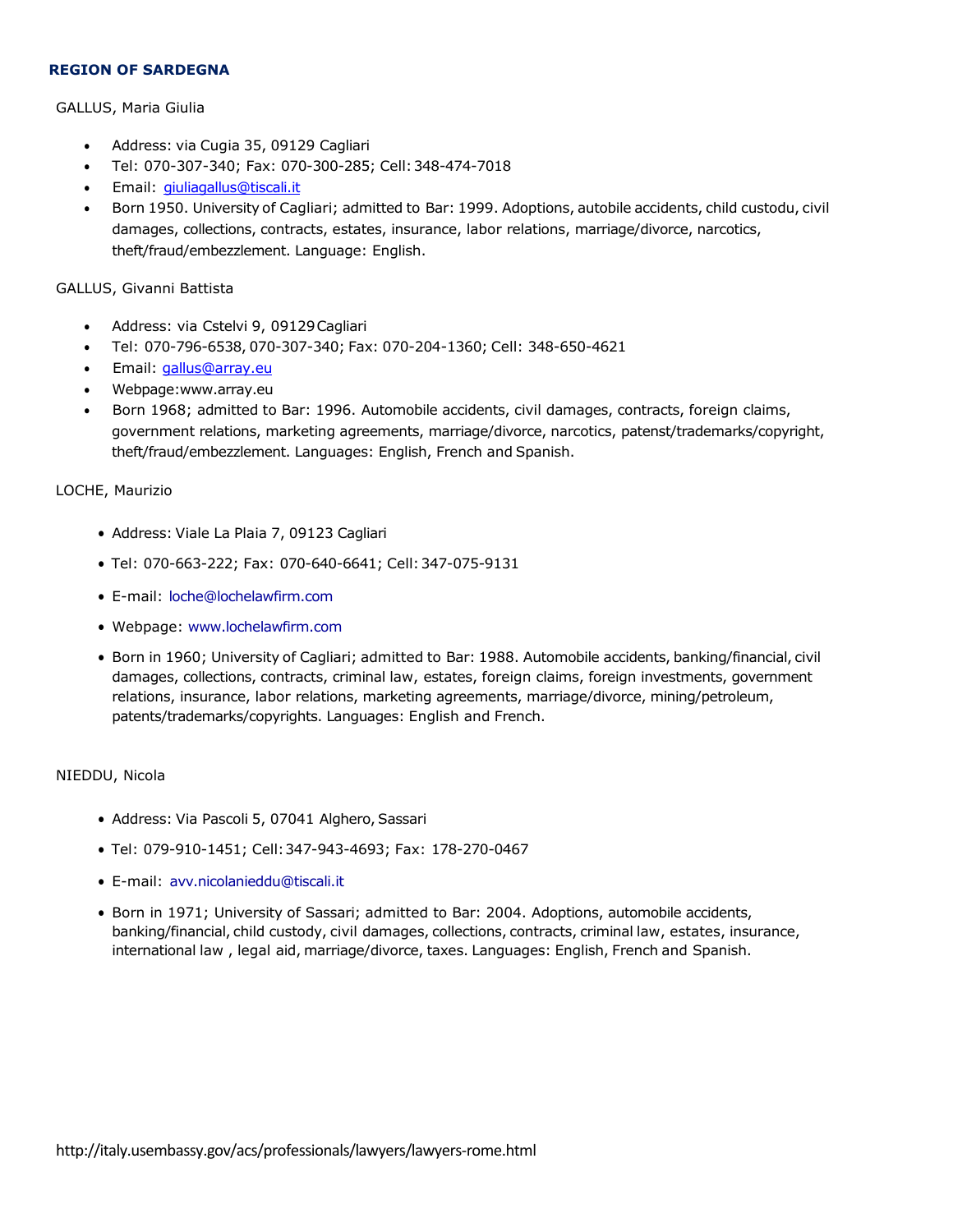### REGION OF SARDEGNA

GALLUS, Maria Giulia

- Address: via Cugia 35, 09129 Cagliari
- Tel: 070-307-340; Fax: 070-300-285; Cell: 348-474-7018
- Email: giuliagallus@tiscali.it
- Born 1950. University of Cagliari; admitted to Bar: 1999. Adoptions, autobile accidents, child custodu, civil damages, collections, contracts, estates, insurance, labor relations, marriage/divorce, narcotics, theft/fraud/embezzlement. Language: English.

GALLUS, Givanni Battista

- Address: via Cstelvi 9, 09129 Cagliari
- Tel: 070-796-6538, 070-307-340; Fax: 070-204-1360; Cell: 348-650-4621
- Email: gallus@array.eu
- Webpage:www.array.eu
- Born 1968; admitted to Bar: 1996. Automobile accidents, civil damages, contracts, foreign claims, government relations, marketing agreements, marriage/divorce, narcotics, patenst/trademarks/copyright, theft/fraud/embezzlement. Languages: English, French and Spanish.

LOCHE, Maurizio

- Address: Viale La Plaia 7, 09123 Cagliari
- Tel: 070-663-222; Fax: 070-640-6641; Cell: 347-075-9131
- E-mail: loche@lochelawfirm.com
- Webpage: www.lochelawfirm.com
- Born in 1960; University of Cagliari; admitted to Bar: 1988. Automobile accidents, banking/financial, civil damages, collections, contracts, criminal law, estates, foreign claims, foreign investments, government relations, insurance, labor relations, marketing agreements, marriage/divorce, mining/petroleum, patents/trademarks/copyrights. Languages: English and French.

NIEDDU, Nicola

- Address: Via Pascoli 5, 07041 Alghero, Sassari
- Tel: 079-910-1451; Cell: 347-943-4693; Fax: 178-270-0467
- E-mail: avv.nicolanieddu@tiscali.it
- Born in 1971; University of Sassari; admitted to Bar: 2004. Adoptions, automobile accidents, banking/financial, child custody, civil damages, collections, contracts, criminal law, estates, insurance, international law , legal aid, marriage/divorce, taxes. Languages: English, French and Spanish.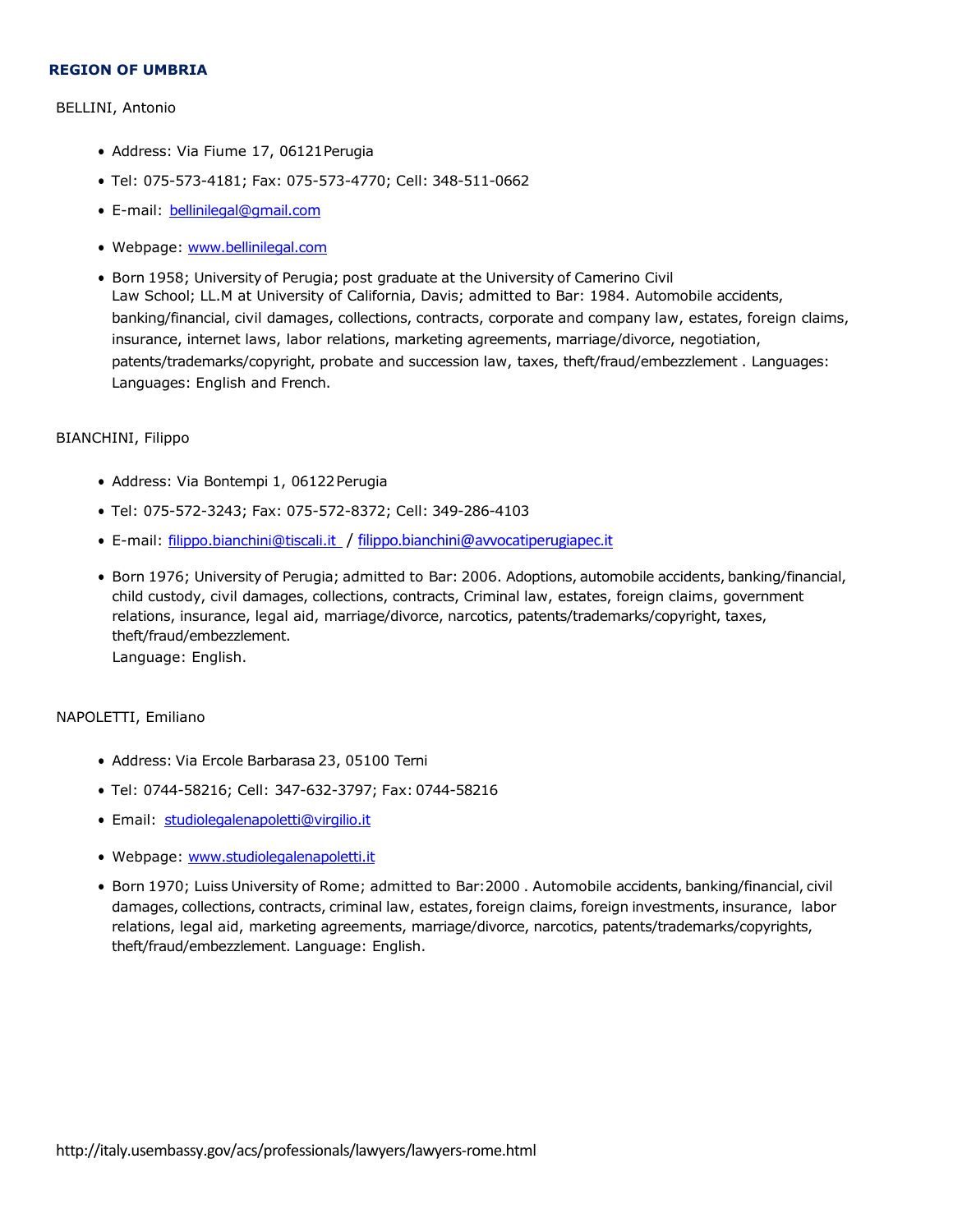## REGION OF UMBRIA

BELLINI, Antonio

- Address: Via Fiume 17, 06121 Perugia
- Tel: 075-573-4181; Fax: 075-573-4770; Cell: 348-511-0662
- E-mail: bellinilegal@gmail.com
- Webpage: www.bellinilegal.com
- Born 1958; University of Perugia; post graduate at the University of Camerino Civil Law School; LL.M at University of California, Davis; admitted to Bar: 1984. Automobile accidents, banking/financial, civil damages, collections, contracts, corporate and company law, estates, foreign claims, insurance, internet laws, labor relations, marketing agreements, marriage/divorce, negotiation, patents/trademarks/copyright, probate and succession law, taxes, theft/fraud/embezzlement . Languages: Languages: English and French.

BIANCHINI, Filippo

- Address: Via Bontempi 1, 06122 Perugia
- Tel: 075-572-3243; Fax: 075-572-8372; Cell: 349-286-4103
- E-mail: filippo.bianchini@tiscali.it / filippo.bianchini@avvocatiperugiapec.it
- Born 1976; University of Perugia; admitted to Bar: 2006. Adoptions, automobile accidents, banking/financial, child custody, civil damages, collections, contracts, Criminal law, estates, foreign claims, government relations, insurance, legal aid, marriage/divorce, narcotics, patents/trademarks/copyright, taxes, theft/fraud/embezzlement.
  Language: English.

NAPOLETTI, Emiliano

- Address: Via Ercole Barbarasa 23, 05100 Terni
- Tel: 0744-58216; Cell: 347-632-3797; Fax: 0744-58216
- Email: studiolegalenapoletti@virgilio.it
- Webpage: www.studiolegalenapoletti.it
- Born 1970; Luiss University of Rome; admitted to Bar:2000 . Automobile accidents, banking/financial, civil damages, collections, contracts, criminal law, estates, foreign claims, foreign investments, insurance, labor relations, legal aid, marketing agreements, marriage/divorce, narcotics, patents/trademarks/copyrights, theft/fraud/embezzlement. Language: English.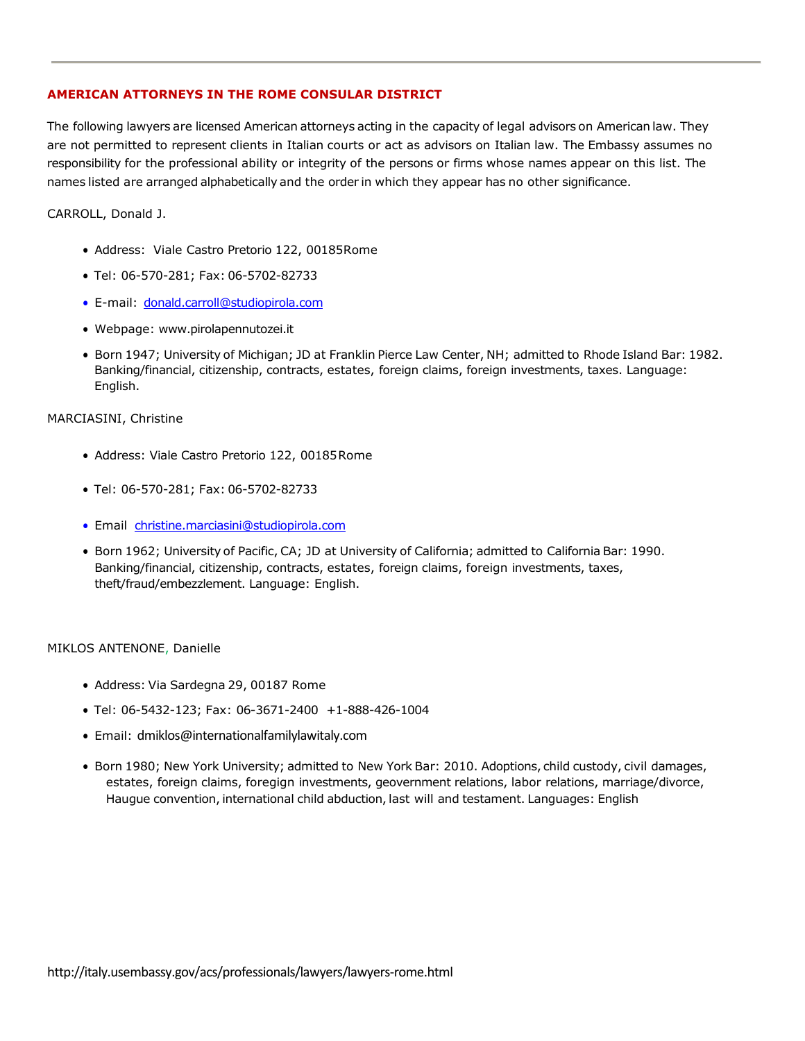## AMERICAN ATTORNEYS IN THE ROME CONSULAR DISTRICT

The following lawyers are licensed American attorneys acting in the capacity of legal advisors on American law. They are not permitted to represent clients in Italian courts or act as advisors on Italian law. The Embassy assumes no responsibility for the professional ability or integrity of the persons or firms whose names appear on this list. The names listed are arranged alphabetically and the order in which they appear has no other significance.

CARROLL, Donald J.

- Address:  Viale Castro Pretorio 122, 00185Rome
- Tel: 06-570-281; Fax: 06-5702-82733
- E-mail: donald.carroll@studiopirola.com
- Webpage: www.pirolapennutozei.it
- Born 1947; University of Michigan; JD at Franklin Pierce Law Center, NH; admitted to Rhode Island Bar: 1982. Banking/financial, citizenship, contracts, estates, foreign claims, foreign investments, taxes. Language: English.

MARCIASINI, Christine

- Address: Viale Castro Pretorio 122, 00185Rome
- Tel: 06-570-281; Fax: 06-5702-82733
- Email  christine.marciasini@studiopirola.com
- Born 1962; University of Pacific, CA; JD at University of California; admitted to California Bar: 1990. Banking/financial, citizenship, contracts, estates, foreign claims, foreign investments, taxes, theft/fraud/embezzlement. Language: English.

MIKLOS ANTENONE, Danielle

- Address: Via Sardegna 29, 00187 Rome
- Tel: 06-5432-123; Fax: 06-3671-2400  +1-888-426-1004
- Email: dmiklos@internationalfamilylawitaly.com
- Born 1980; New York University; admitted to New York Bar: 2010. Adoptions, child custody, civil damages, estates, foreign claims, foregign investments, geovernment relations, labor relations, marriage/divorce, Haugue convention, international child abduction, last will and testament. Languages: English

http://italy.usembassy.gov/acs/professionals/lawyers/lawyers-rome.html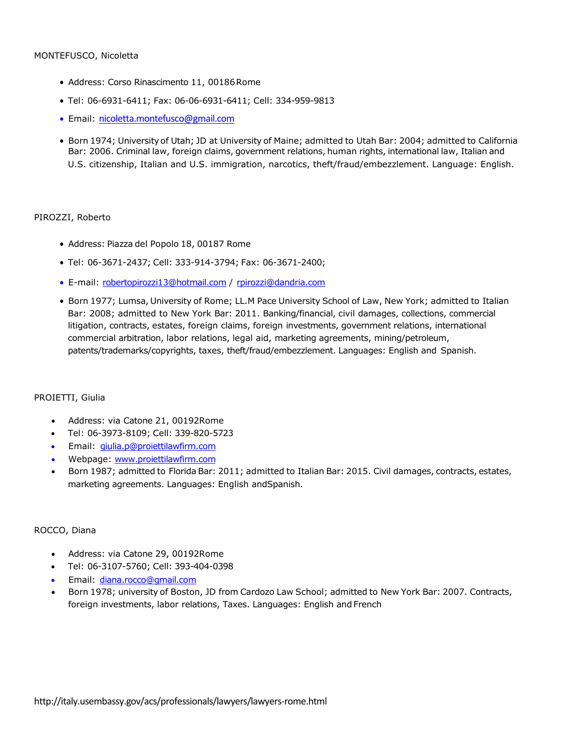MONTEFUSCO, Nicoletta

- Address: Corso Rinascimento 11, 00186 Rome
- Tel: 06-6931-6411; Fax: 06-06-6931-6411; Cell: 334-959-9813
- Email: nicoletta.montefusco@gmail.com
- Born 1974; University of Utah; JD at University of Maine; admitted to Utah Bar: 2004; admitted to California Bar: 2006. Criminal law, foreign claims, government relations, human rights, international law, Italian and U.S. citizenship, Italian and U.S. immigration, narcotics, theft/fraud/embezzlement. Language: English.

PIROZZI, Roberto

- Address: Piazza del Popolo 18, 00187 Rome
- Tel: 06-3671-2437; Cell: 333-914-3794; Fax: 06-3671-2400;
- E-mail: robertopirozzi13@hotmail.com / rpirozzi@dandria.com
- Born 1977; Lumsa, University of Rome; LL.M Pace University School of Law, New York; admitted to Italian Bar: 2008; admitted to New York Bar: 2011. Banking/financial, civil damages, collections, commercial litigation, contracts, estates, foreign claims, foreign investments, government relations, international commercial arbitration, labor relations, legal aid, marketing agreements, mining/petroleum, patents/trademarks/copyrights, taxes, theft/fraud/embezzlement. Languages: English and Spanish.

PROIETTI, Giulia

- Address: via Catone 21, 00192Rome
- Tel: 06-3973-8109; Cell: 339-820-5723
- Email: giulia.p@proiettilawfirm.com
- Webpage: www.proiettilawfirm.com
- Born 1987; admitted to Florida Bar: 2011; admitted to Italian Bar: 2015. Civil damages, contracts, estates, marketing agreements. Languages: English andSpanish.

ROCCO, Diana

- Address: via Catone 29, 00192Rome
- Tel: 06-3107-5760; Cell: 393-404-0398
- Email: diana.rocco@gmail.com
- Born 1978; university of Boston, JD from Cardozo Law School; admitted to New York Bar: 2007. Contracts, foreign investments, labor relations, Taxes. Languages: English and French

http://italy.usembassy.gov/acs/professionals/lawyers/lawyers-rome.html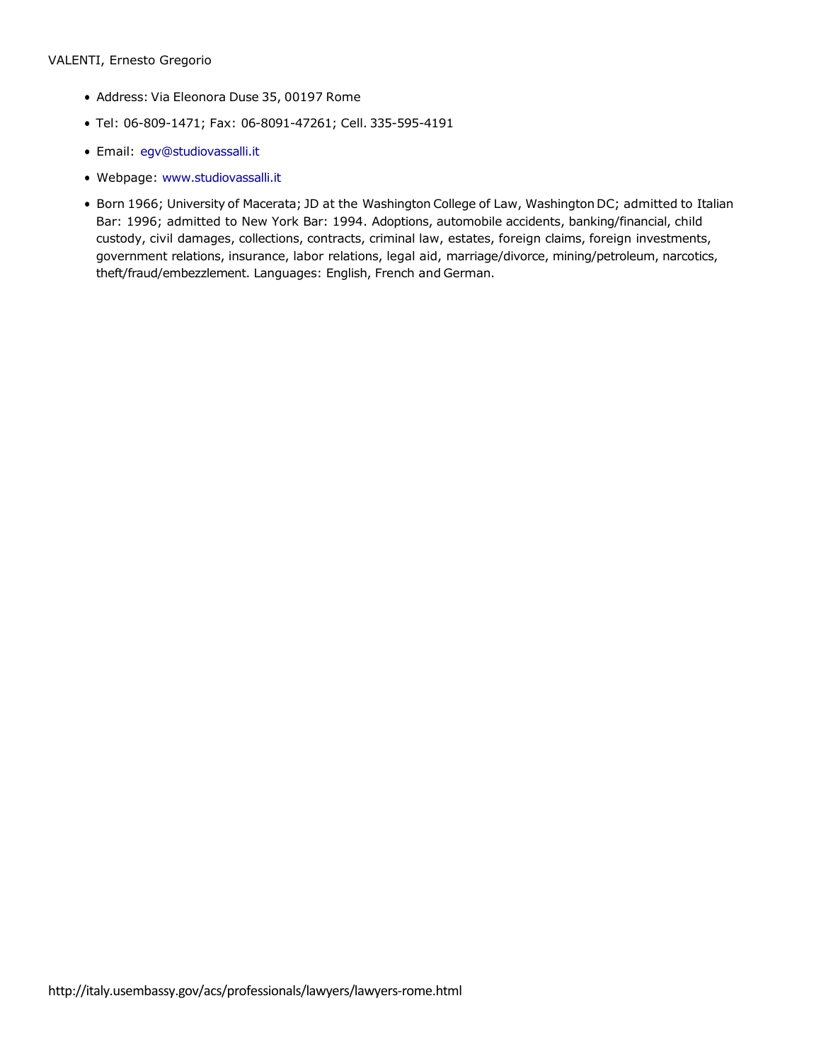VALENTI, Ernesto Gregorio

- Address: Via Eleonora Duse 35, 00197 Rome
- Tel: 06-809-1471; Fax: 06-8091-47261; Cell. 335-595-4191
- Email: egv@studiovassalli.it
- Webpage: www.studiovassalli.it
- Born 1966; University of Macerata; JD at the Washington College of Law, Washington DC; admitted to Italian Bar: 1996; admitted to New York Bar: 1994. Adoptions, automobile accidents, banking/financial, child custody, civil damages, collections, contracts, criminal law, estates, foreign claims, foreign investments, government relations, insurance, labor relations, legal aid, marriage/divorce, mining/petroleum, narcotics, theft/fraud/embezzlement. Languages: English, French and German.

http://italy.usembassy.gov/acs/professionals/lawyers/lawyers-rome.html